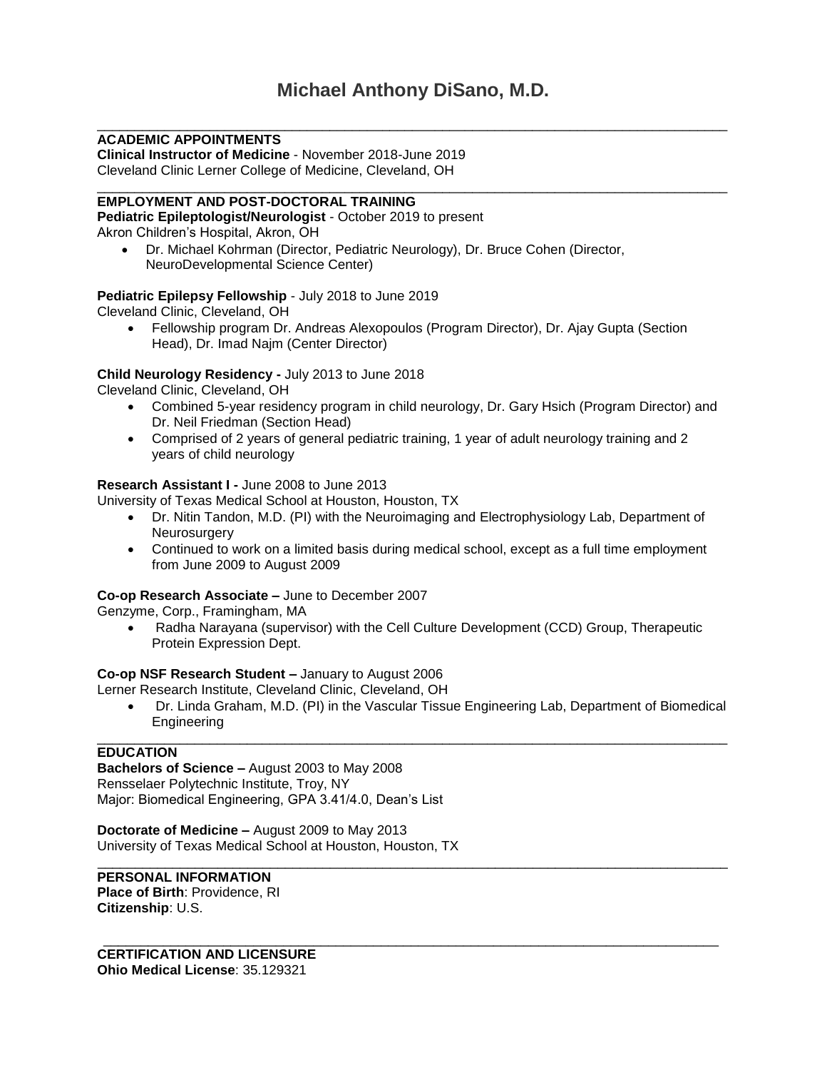# Michael Anthony DiSano, M.D.

## ACADEMIC APPOINTMENTS

**Clinical Instructor of Medicine** - November 2018-June 2019
Cleveland Clinic Lerner College of Medicine, Cleveland, OH

## EMPLOYMENT AND POST-DOCTORAL TRAINING

**Pediatric Epileptologist/Neurologist** - October 2019 to present
Akron Children's Hospital, Akron, OH

- Dr. Michael Kohrman (Director, Pediatric Neurology), Dr. Bruce Cohen (Director, NeuroDevelopmental Science Center)

**Pediatric Epilepsy Fellowship** - July 2018 to June 2019
Cleveland Clinic, Cleveland, OH

- Fellowship program Dr. Andreas Alexopoulos (Program Director), Dr. Ajay Gupta (Section Head), Dr. Imad Najm (Center Director)

**Child Neurology Residency -** July 2013 to June 2018
Cleveland Clinic, Cleveland, OH

- Combined 5-year residency program in child neurology, Dr. Gary Hsich (Program Director) and Dr. Neil Friedman (Section Head)
- Comprised of 2 years of general pediatric training, 1 year of adult neurology training and 2 years of child neurology

**Research Assistant I -** June 2008 to June 2013
University of Texas Medical School at Houston, Houston, TX

- Dr. Nitin Tandon, M.D. (PI) with the Neuroimaging and Electrophysiology Lab, Department of Neurosurgery
- Continued to work on a limited basis during medical school, except as a full time employment from June 2009 to August 2009

**Co-op Research Associate –** June to December 2007
Genzyme, Corp., Framingham, MA

- Radha Narayana (supervisor) with the Cell Culture Development (CCD) Group, Therapeutic Protein Expression Dept.

**Co-op NSF Research Student –** January to August 2006
Lerner Research Institute, Cleveland Clinic, Cleveland, OH

- Dr. Linda Graham, M.D. (PI) in the Vascular Tissue Engineering Lab, Department of Biomedical Engineering

## EDUCATION

**Bachelors of Science –** August 2003 to May 2008
Rensselaer Polytechnic Institute, Troy, NY
Major: Biomedical Engineering, GPA 3.41/4.0, Dean's List

**Doctorate of Medicine –** August 2009 to May 2013
University of Texas Medical School at Houston, Houston, TX

## PERSONAL INFORMATION

**Place of Birth**: Providence, RI
**Citizenship**: U.S.

## CERTIFICATION AND LICENSURE

**Ohio Medical License**: 35.129321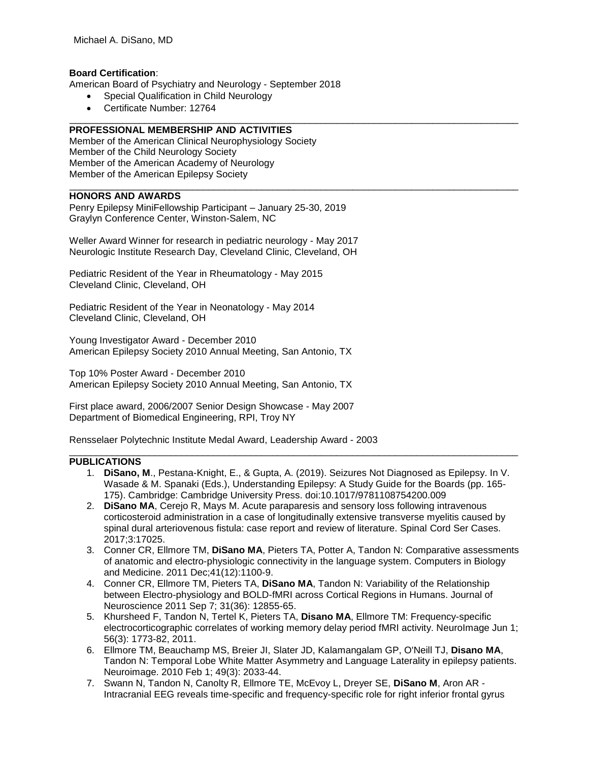**Board Certification**:
American Board of Psychiatry and Neurology - September 2018

- Special Qualification in Child Neurology
- Certificate Number: 12764

---

## PROFESSIONAL MEMBERSHIP AND ACTIVITIES

Member of the American Clinical Neurophysiology Society
Member of the Child Neurology Society
Member of the American Academy of Neurology
Member of the American Epilepsy Society

---

## HONORS AND AWARDS

Penry Epilepsy MiniFellowship Participant – January 25-30, 2019
Graylyn Conference Center, Winston-Salem, NC

Weller Award Winner for research in pediatric neurology - May 2017
Neurologic Institute Research Day, Cleveland Clinic, Cleveland, OH

Pediatric Resident of the Year in Rheumatology - May 2015
Cleveland Clinic, Cleveland, OH

Pediatric Resident of the Year in Neonatology - May 2014
Cleveland Clinic, Cleveland, OH

Young Investigator Award - December 2010
American Epilepsy Society 2010 Annual Meeting, San Antonio, TX

Top 10% Poster Award - December 2010
American Epilepsy Society 2010 Annual Meeting, San Antonio, TX

First place award, 2006/2007 Senior Design Showcase - May 2007
Department of Biomedical Engineering, RPI, Troy NY

Rensselaer Polytechnic Institute Medal Award, Leadership Award - 2003

---

## PUBLICATIONS

1. **DiSano, M**., Pestana-Knight, E., & Gupta, A. (2019). Seizures Not Diagnosed as Epilepsy. In V. Wasade & M. Spanaki (Eds.), Understanding Epilepsy: A Study Guide for the Boards (pp. 165-175). Cambridge: Cambridge University Press. doi:10.1017/9781108754200.009
2. **DiSano MA**, Cerejo R, Mays M. Acute paraparesis and sensory loss following intravenous corticosteroid administration in a case of longitudinally extensive transverse myelitis caused by spinal dural arteriovenous fistula: case report and review of literature. Spinal Cord Ser Cases. 2017;3:17025.
3. Conner CR, Ellmore TM, **DiSano MA**, Pieters TA, Potter A, Tandon N: Comparative assessments of anatomic and electro-physiologic connectivity in the language system. Computers in Biology and Medicine. 2011 Dec;41(12):1100-9.
4. Conner CR, Ellmore TM, Pieters TA, **DiSano MA**, Tandon N: Variability of the Relationship between Electro-physiology and BOLD-fMRI across Cortical Regions in Humans. Journal of Neuroscience 2011 Sep 7; 31(36): 12855-65.
5. Khursheed F, Tandon N, Tertel K, Pieters TA, **Disano MA**, Ellmore TM: Frequency-specific electrocorticographic correlates of working memory delay period fMRI activity. NeuroImage Jun 1; 56(3): 1773-82, 2011.
6. Ellmore TM, Beauchamp MS, Breier JI, Slater JD, Kalamangalam GP, O'Neill TJ, **Disano MA**, Tandon N: Temporal Lobe White Matter Asymmetry and Language Laterality in epilepsy patients. Neuroimage. 2010 Feb 1; 49(3): 2033-44.
7. Swann N, Tandon N, Canolty R, Ellmore TE, McEvoy L, Dreyer SE, **DiSano M**, Aron AR - Intracranial EEG reveals time-specific and frequency-specific role for right inferior frontal gyrus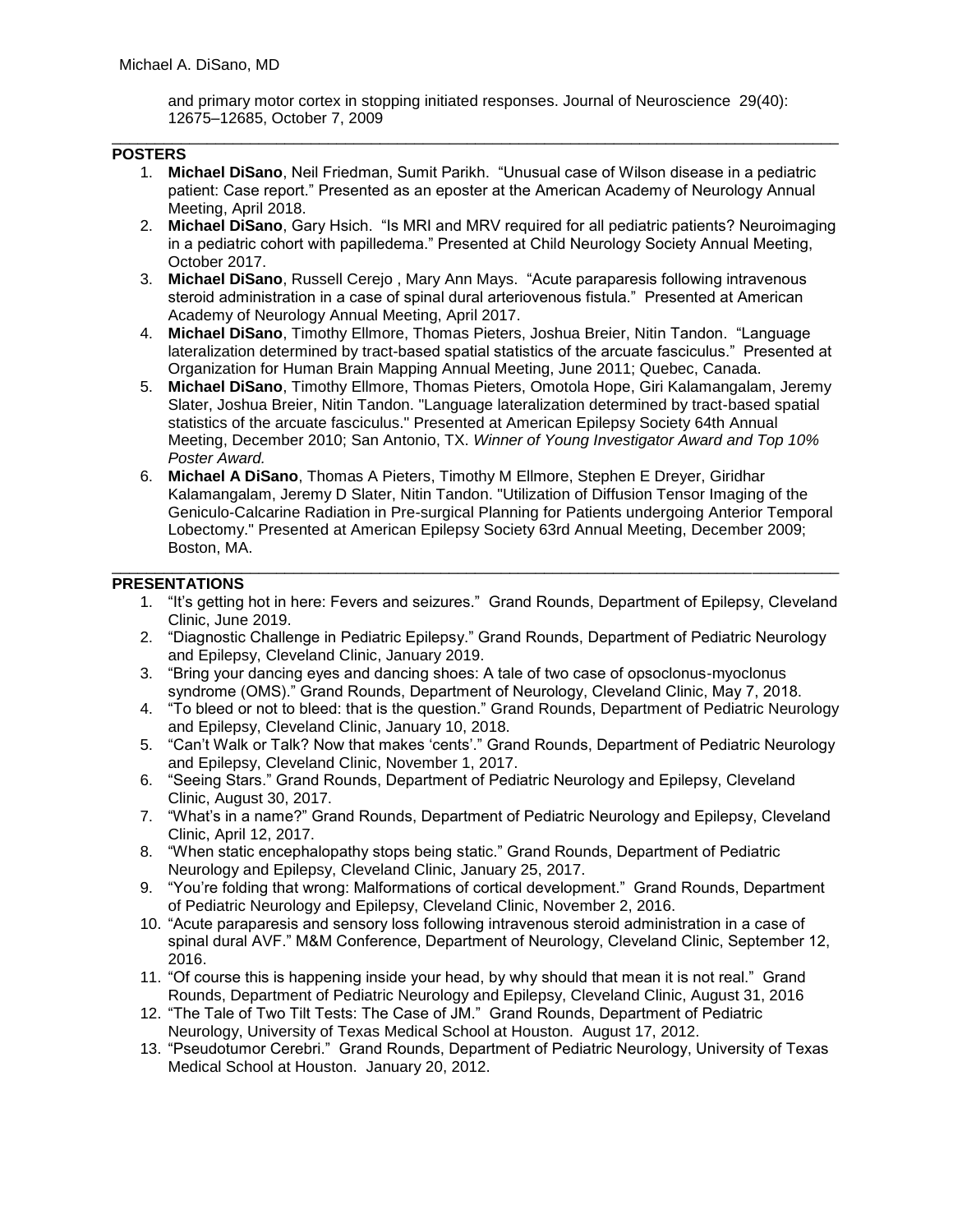and primary motor cortex in stopping initiated responses. Journal of Neuroscience 29(40): 12675–12685, October 7, 2009

## POSTERS

1. **Michael DiSano**, Neil Friedman, Sumit Parikh. "Unusual case of Wilson disease in a pediatric patient: Case report." Presented as an eposter at the American Academy of Neurology Annual Meeting, April 2018.
2. **Michael DiSano**, Gary Hsich. "Is MRI and MRV required for all pediatric patients? Neuroimaging in a pediatric cohort with papilledema." Presented at Child Neurology Society Annual Meeting, October 2017.
3. **Michael DiSano**, Russell Cerejo , Mary Ann Mays. "Acute paraparesis following intravenous steroid administration in a case of spinal dural arteriovenous fistula." Presented at American Academy of Neurology Annual Meeting, April 2017.
4. **Michael DiSano**, Timothy Ellmore, Thomas Pieters, Joshua Breier, Nitin Tandon. "Language lateralization determined by tract-based spatial statistics of the arcuate fasciculus." Presented at Organization for Human Brain Mapping Annual Meeting, June 2011; Quebec, Canada.
5. **Michael DiSano**, Timothy Ellmore, Thomas Pieters, Omotola Hope, Giri Kalamangalam, Jeremy Slater, Joshua Breier, Nitin Tandon. "Language lateralization determined by tract-based spatial statistics of the arcuate fasciculus." Presented at American Epilepsy Society 64th Annual Meeting, December 2010; San Antonio, TX. *Winner of Young Investigator Award and Top 10% Poster Award.*
6. **Michael A DiSano**, Thomas A Pieters, Timothy M Ellmore, Stephen E Dreyer, Giridhar Kalamangalam, Jeremy D Slater, Nitin Tandon. "Utilization of Diffusion Tensor Imaging of the Geniculo-Calcarine Radiation in Pre-surgical Planning for Patients undergoing Anterior Temporal Lobectomy." Presented at American Epilepsy Society 63rd Annual Meeting, December 2009; Boston, MA.

## PRESENTATIONS

1. "It's getting hot in here: Fevers and seizures." Grand Rounds, Department of Epilepsy, Cleveland Clinic, June 2019.
2. "Diagnostic Challenge in Pediatric Epilepsy." Grand Rounds, Department of Pediatric Neurology and Epilepsy, Cleveland Clinic, January 2019.
3. "Bring your dancing eyes and dancing shoes: A tale of two case of opsoclonus-myoclonus syndrome (OMS)." Grand Rounds, Department of Neurology, Cleveland Clinic, May 7, 2018.
4. "To bleed or not to bleed: that is the question." Grand Rounds, Department of Pediatric Neurology and Epilepsy, Cleveland Clinic, January 10, 2018.
5. "Can't Walk or Talk? Now that makes 'cents'." Grand Rounds, Department of Pediatric Neurology and Epilepsy, Cleveland Clinic, November 1, 2017.
6. "Seeing Stars." Grand Rounds, Department of Pediatric Neurology and Epilepsy, Cleveland Clinic, August 30, 2017.
7. "What's in a name?" Grand Rounds, Department of Pediatric Neurology and Epilepsy, Cleveland Clinic, April 12, 2017.
8. "When static encephalopathy stops being static." Grand Rounds, Department of Pediatric Neurology and Epilepsy, Cleveland Clinic, January 25, 2017.
9. "You're folding that wrong: Malformations of cortical development." Grand Rounds, Department of Pediatric Neurology and Epilepsy, Cleveland Clinic, November 2, 2016.
10. "Acute paraparesis and sensory loss following intravenous steroid administration in a case of spinal dural AVF." M&M Conference, Department of Neurology, Cleveland Clinic, September 12, 2016.
11. "Of course this is happening inside your head, by why should that mean it is not real." Grand Rounds, Department of Pediatric Neurology and Epilepsy, Cleveland Clinic, August 31, 2016
12. "The Tale of Two Tilt Tests: The Case of JM." Grand Rounds, Department of Pediatric Neurology, University of Texas Medical School at Houston. August 17, 2012.
13. "Pseudotumor Cerebri." Grand Rounds, Department of Pediatric Neurology, University of Texas Medical School at Houston. January 20, 2012.